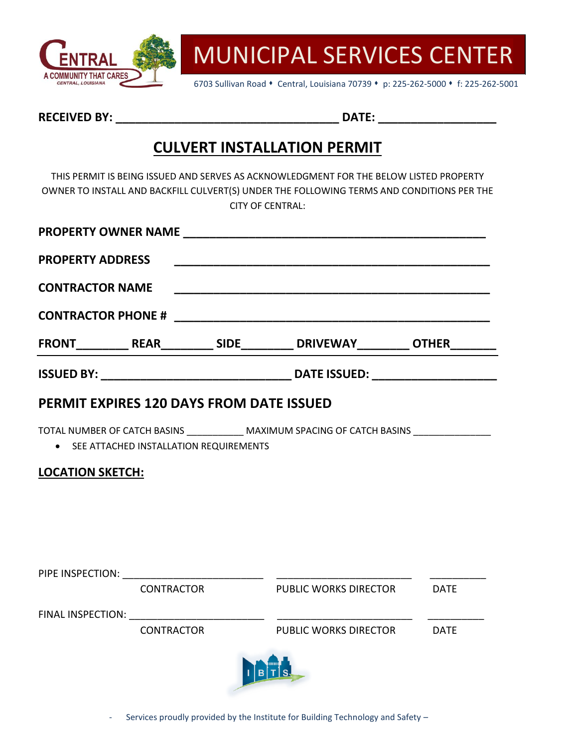# MUNICIPAL SERVICES CENTER

6703 Sullivan Road ♦ Central, Louisiana 70739 ♦ p: 225-262-5000 ♦ f: 225-262-5001

**RECEIVED BY: ___________________________________ DATE: __________________**

## CULVERT INSTALLATION PERMIT

THIS PERMIT IS BEING ISSUED AND SERVES AS ACKNOWLEDGMENT FOR THE BELOW LISTED PROPERTY OWNER TO INSTALL AND BACKFILL CULVERT(S) UNDER THE FOLLOWING TERMS AND CONDITIONS PER THE CITY OF CENTRAL:

**PROPERTY OWNER NAME ______________________________________________**

**PROPERTY ADDRESS ______________________________________________**

**CONTRACTOR NAME ______________________________________________**

**CONTRACTOR PHONE # ______________________________________________**

**FRONT________ REAR________ SIDE________ DRIVEWAY________ OTHER_______**

**ISSUED BY: ______________________________ DATE ISSUED: ___________________**

### PERMIT EXPIRES 120 DAYS FROM DATE ISSUED

TOTAL NUMBER OF CATCH BASINS ___________ MAXIMUM SPACING OF CATCH BASINS _______________

- SEE ATTACHED INSTALLATION REQUIREMENTS

**LOCATION SKETCH:**

PIPE INSPECTION: _________________________ _________________________ __________

CONTRACTOR PUBLIC WORKS DIRECTOR DATE

FINAL INSPECTION: _________________________ _________________________ __________

CONTRACTOR PUBLIC WORKS DIRECTOR DATE

- Services proudly provided by the Institute for Building Technology and Safety –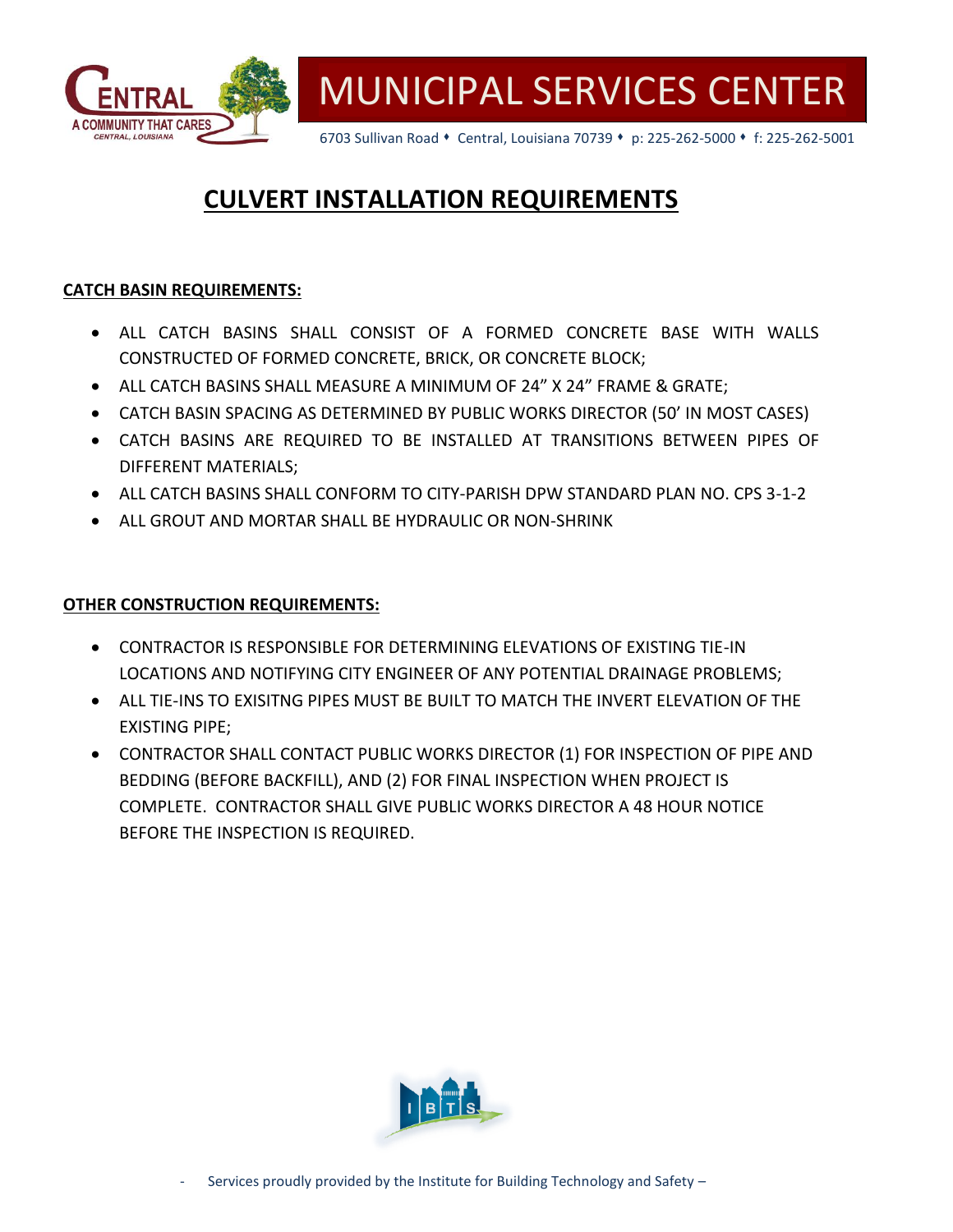# CULVERT INSTALLATION REQUIREMENTS

## CATCH BASIN REQUIREMENTS:

- ALL CATCH BASINS SHALL CONSIST OF A FORMED CONCRETE BASE WITH WALLS CONSTRUCTED OF FORMED CONCRETE, BRICK, OR CONCRETE BLOCK;
- ALL CATCH BASINS SHALL MEASURE A MINIMUM OF 24" X 24" FRAME & GRATE;
- CATCH BASIN SPACING AS DETERMINED BY PUBLIC WORKS DIRECTOR (50' IN MOST CASES)
- CATCH BASINS ARE REQUIRED TO BE INSTALLED AT TRANSITIONS BETWEEN PIPES OF DIFFERENT MATERIALS;
- ALL CATCH BASINS SHALL CONFORM TO CITY-PARISH DPW STANDARD PLAN NO. CPS 3-1-2
- ALL GROUT AND MORTAR SHALL BE HYDRAULIC OR NON-SHRINK

## OTHER CONSTRUCTION REQUIREMENTS:

- CONTRACTOR IS RESPONSIBLE FOR DETERMINING ELEVATIONS OF EXISTING TIE-IN LOCATIONS AND NOTIFYING CITY ENGINEER OF ANY POTENTIAL DRAINAGE PROBLEMS;
- ALL TIE-INS TO EXISITNG PIPES MUST BE BUILT TO MATCH THE INVERT ELEVATION OF THE EXISTING PIPE;
- CONTRACTOR SHALL CONTACT PUBLIC WORKS DIRECTOR (1) FOR INSPECTION OF PIPE AND BEDDING (BEFORE BACKFILL), AND (2) FOR FINAL INSPECTION WHEN PROJECT IS COMPLETE. CONTRACTOR SHALL GIVE PUBLIC WORKS DIRECTOR A 48 HOUR NOTICE BEFORE THE INSPECTION IS REQUIRED.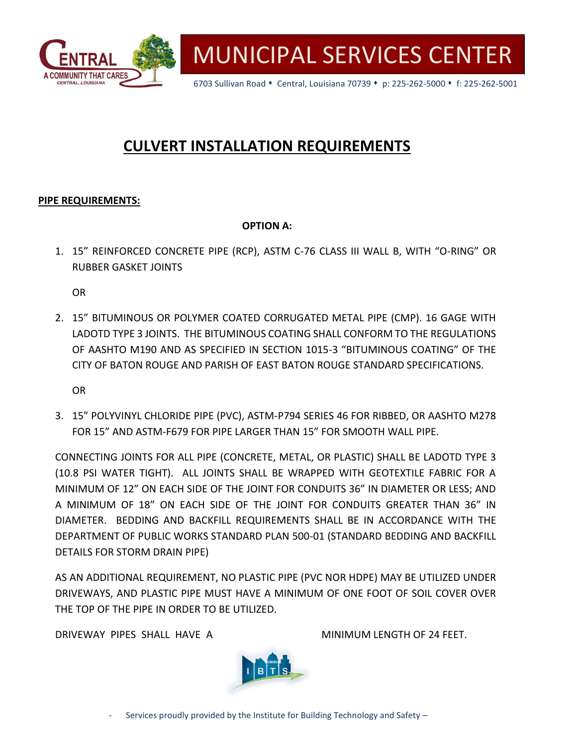# CULVERT INSTALLATION REQUIREMENTS

**PIPE REQUIREMENTS:**

**OPTION A:**

1. 15" REINFORCED CONCRETE PIPE (RCP), ASTM C-76 CLASS III WALL B, WITH "O-RING" OR RUBBER GASKET JOINTS

   OR

2. 15" BITUMINOUS OR POLYMER COATED CORRUGATED METAL PIPE (CMP). 16 GAGE WITH LADOTD TYPE 3 JOINTS. THE BITUMINOUS COATING SHALL CONFORM TO THE REGULATIONS OF AASHTO M190 AND AS SPECIFIED IN SECTION 1015-3 "BITUMINOUS COATING" OF THE CITY OF BATON ROUGE AND PARISH OF EAST BATON ROUGE STANDARD SPECIFICATIONS.

   OR

3. 15" POLYVINYL CHLORIDE PIPE (PVC), ASTM-P794 SERIES 46 FOR RIBBED, OR AASHTO M278 FOR 15" AND ASTM-F679 FOR PIPE LARGER THAN 15" FOR SMOOTH WALL PIPE.

CONNECTING JOINTS FOR ALL PIPE (CONCRETE, METAL, OR PLASTIC) SHALL BE LADOTD TYPE 3 (10.8 PSI WATER TIGHT). ALL JOINTS SHALL BE WRAPPED WITH GEOTEXTILE FABRIC FOR A MINIMUM OF 12" ON EACH SIDE OF THE JOINT FOR CONDUITS 36" IN DIAMETER OR LESS; AND A MINIMUM OF 18" ON EACH SIDE OF THE JOINT FOR CONDUITS GREATER THAN 36" IN DIAMETER. BEDDING AND BACKFILL REQUIREMENTS SHALL BE IN ACCORDANCE WITH THE DEPARTMENT OF PUBLIC WORKS STANDARD PLAN 500-01 (STANDARD BEDDING AND BACKFILL DETAILS FOR STORM DRAIN PIPE)

AS AN ADDITIONAL REQUIREMENT, NO PLASTIC PIPE (PVC NOR HDPE) MAY BE UTILIZED UNDER DRIVEWAYS, AND PLASTIC PIPE MUST HAVE A MINIMUM OF ONE FOOT OF SOIL COVER OVER THE TOP OF THE PIPE IN ORDER TO BE UTILIZED.

DRIVEWAY PIPES SHALL HAVE A MINIMUM LENGTH OF 24 FEET.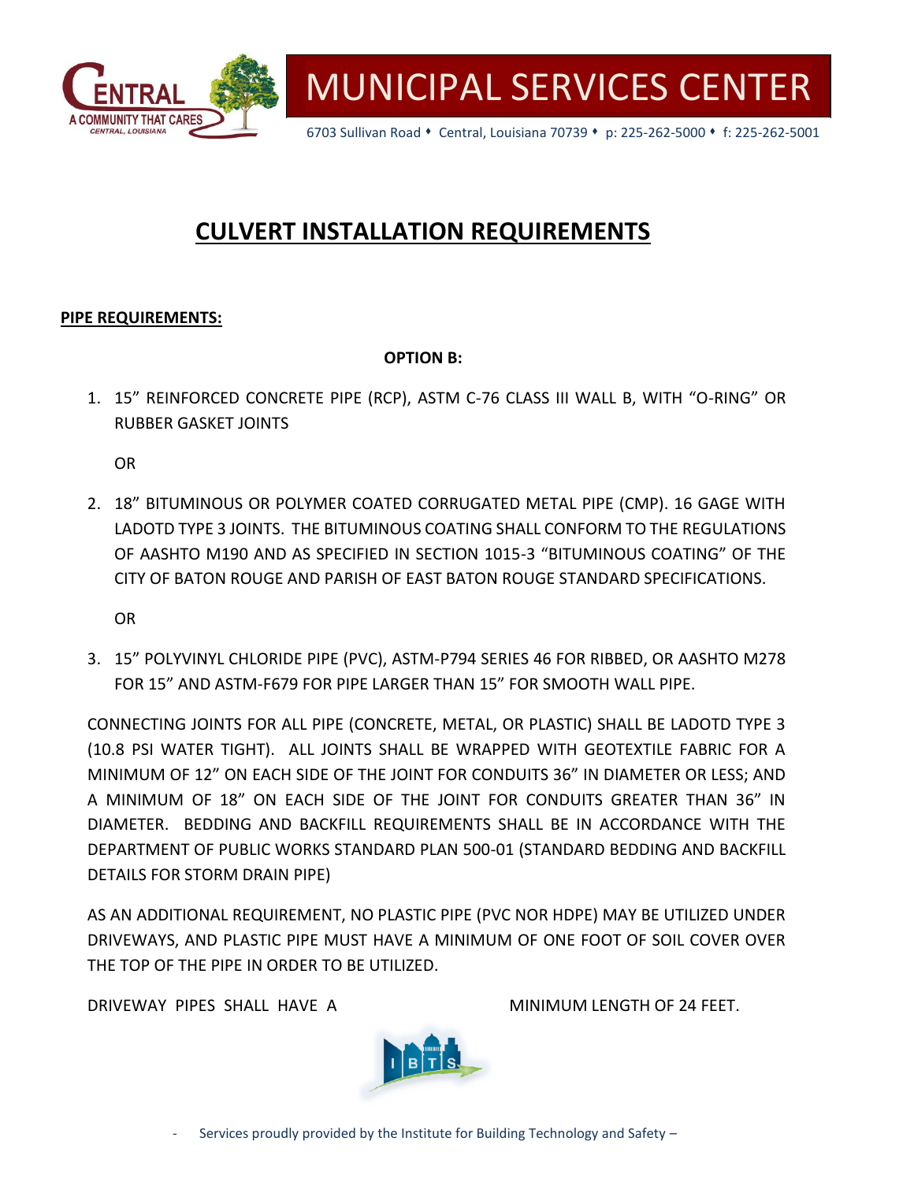# CULVERT INSTALLATION REQUIREMENTS

**PIPE REQUIREMENTS:**

**OPTION B:**

1. 15" REINFORCED CONCRETE PIPE (RCP), ASTM C-76 CLASS III WALL B, WITH "O-RING" OR RUBBER GASKET JOINTS

   OR

2. 18" BITUMINOUS OR POLYMER COATED CORRUGATED METAL PIPE (CMP). 16 GAGE WITH LADOTD TYPE 3 JOINTS. THE BITUMINOUS COATING SHALL CONFORM TO THE REGULATIONS OF AASHTO M190 AND AS SPECIFIED IN SECTION 1015-3 "BITUMINOUS COATING" OF THE CITY OF BATON ROUGE AND PARISH OF EAST BATON ROUGE STANDARD SPECIFICATIONS.

   OR

3. 15" POLYVINYL CHLORIDE PIPE (PVC), ASTM-P794 SERIES 46 FOR RIBBED, OR AASHTO M278 FOR 15" AND ASTM-F679 FOR PIPE LARGER THAN 15" FOR SMOOTH WALL PIPE.

CONNECTING JOINTS FOR ALL PIPE (CONCRETE, METAL, OR PLASTIC) SHALL BE LADOTD TYPE 3 (10.8 PSI WATER TIGHT). ALL JOINTS SHALL BE WRAPPED WITH GEOTEXTILE FABRIC FOR A MINIMUM OF 12" ON EACH SIDE OF THE JOINT FOR CONDUITS 36" IN DIAMETER OR LESS; AND A MINIMUM OF 18" ON EACH SIDE OF THE JOINT FOR CONDUITS GREATER THAN 36" IN DIAMETER. BEDDING AND BACKFILL REQUIREMENTS SHALL BE IN ACCORDANCE WITH THE DEPARTMENT OF PUBLIC WORKS STANDARD PLAN 500-01 (STANDARD BEDDING AND BACKFILL DETAILS FOR STORM DRAIN PIPE)

AS AN ADDITIONAL REQUIREMENT, NO PLASTIC PIPE (PVC NOR HDPE) MAY BE UTILIZED UNDER DRIVEWAYS, AND PLASTIC PIPE MUST HAVE A MINIMUM OF ONE FOOT OF SOIL COVER OVER THE TOP OF THE PIPE IN ORDER TO BE UTILIZED.

DRIVEWAY PIPES SHALL HAVE A MINIMUM LENGTH OF 24 FEET.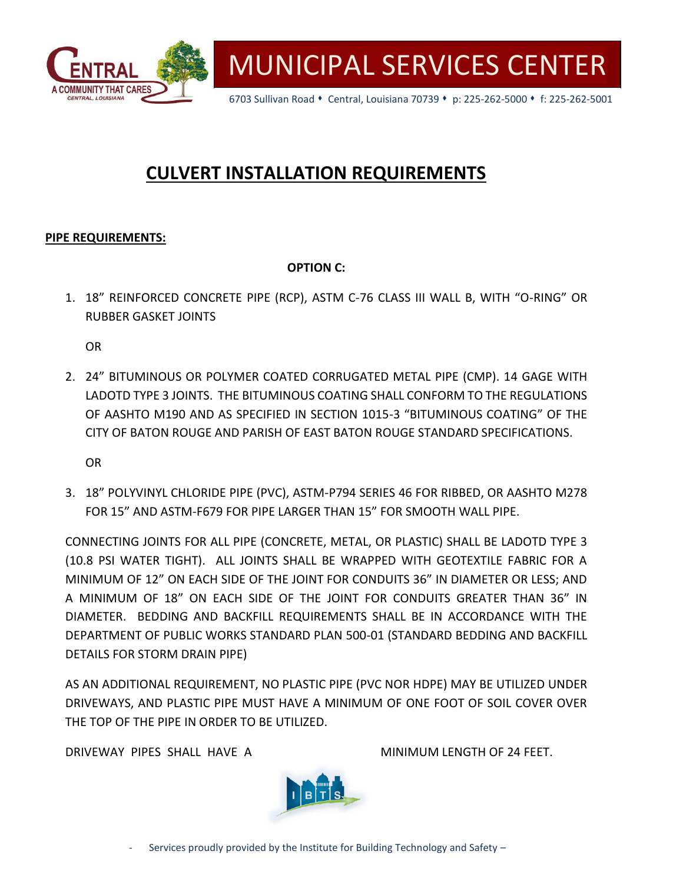# CULVERT INSTALLATION REQUIREMENTS

**PIPE REQUIREMENTS:**

**OPTION C:**

1. 18" REINFORCED CONCRETE PIPE (RCP), ASTM C-76 CLASS III WALL B, WITH "O-RING" OR RUBBER GASKET JOINTS

   OR

2. 24" BITUMINOUS OR POLYMER COATED CORRUGATED METAL PIPE (CMP). 14 GAGE WITH LADOTD TYPE 3 JOINTS. THE BITUMINOUS COATING SHALL CONFORM TO THE REGULATIONS OF AASHTO M190 AND AS SPECIFIED IN SECTION 1015-3 "BITUMINOUS COATING" OF THE CITY OF BATON ROUGE AND PARISH OF EAST BATON ROUGE STANDARD SPECIFICATIONS.

   OR

3. 18" POLYVINYL CHLORIDE PIPE (PVC), ASTM-P794 SERIES 46 FOR RIBBED, OR AASHTO M278 FOR 15" AND ASTM-F679 FOR PIPE LARGER THAN 15" FOR SMOOTH WALL PIPE.

CONNECTING JOINTS FOR ALL PIPE (CONCRETE, METAL, OR PLASTIC) SHALL BE LADOTD TYPE 3 (10.8 PSI WATER TIGHT). ALL JOINTS SHALL BE WRAPPED WITH GEOTEXTILE FABRIC FOR A MINIMUM OF 12" ON EACH SIDE OF THE JOINT FOR CONDUITS 36" IN DIAMETER OR LESS; AND A MINIMUM OF 18" ON EACH SIDE OF THE JOINT FOR CONDUITS GREATER THAN 36" IN DIAMETER. BEDDING AND BACKFILL REQUIREMENTS SHALL BE IN ACCORDANCE WITH THE DEPARTMENT OF PUBLIC WORKS STANDARD PLAN 500-01 (STANDARD BEDDING AND BACKFILL DETAILS FOR STORM DRAIN PIPE)

AS AN ADDITIONAL REQUIREMENT, NO PLASTIC PIPE (PVC NOR HDPE) MAY BE UTILIZED UNDER DRIVEWAYS, AND PLASTIC PIPE MUST HAVE A MINIMUM OF ONE FOOT OF SOIL COVER OVER THE TOP OF THE PIPE IN ORDER TO BE UTILIZED.

DRIVEWAY PIPES SHALL HAVE A MINIMUM LENGTH OF 24 FEET.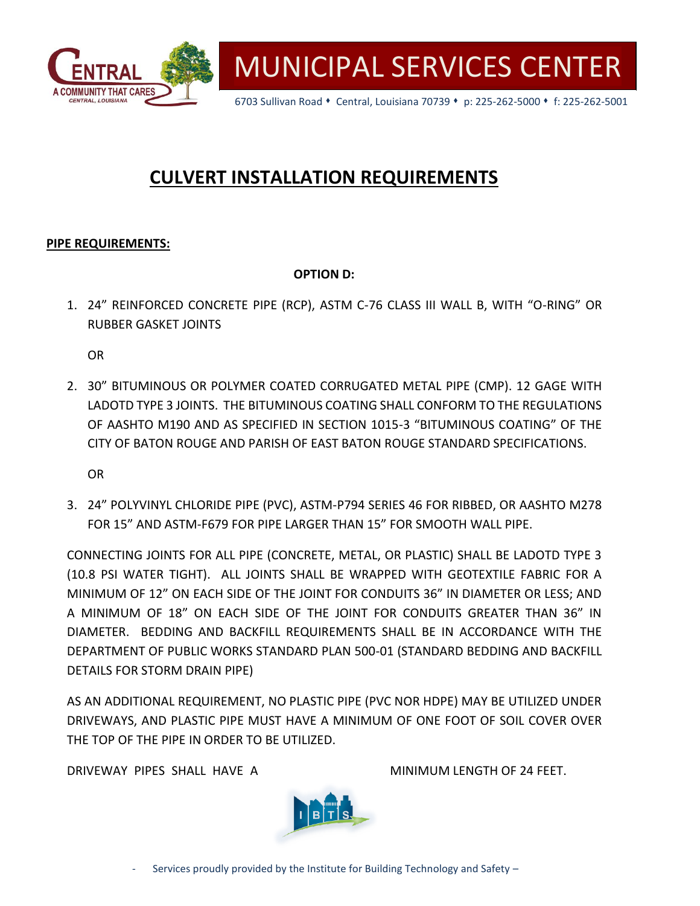# CULVERT INSTALLATION REQUIREMENTS

**PIPE REQUIREMENTS:**

**OPTION D:**

1. 24" REINFORCED CONCRETE PIPE (RCP), ASTM C-76 CLASS III WALL B, WITH "O-RING" OR RUBBER GASKET JOINTS

   OR

2. 30" BITUMINOUS OR POLYMER COATED CORRUGATED METAL PIPE (CMP). 12 GAGE WITH LADOTD TYPE 3 JOINTS. THE BITUMINOUS COATING SHALL CONFORM TO THE REGULATIONS OF AASHTO M190 AND AS SPECIFIED IN SECTION 1015-3 "BITUMINOUS COATING" OF THE CITY OF BATON ROUGE AND PARISH OF EAST BATON ROUGE STANDARD SPECIFICATIONS.

   OR

3. 24" POLYVINYL CHLORIDE PIPE (PVC), ASTM-P794 SERIES 46 FOR RIBBED, OR AASHTO M278 FOR 15" AND ASTM-F679 FOR PIPE LARGER THAN 15" FOR SMOOTH WALL PIPE.

CONNECTING JOINTS FOR ALL PIPE (CONCRETE, METAL, OR PLASTIC) SHALL BE LADOTD TYPE 3 (10.8 PSI WATER TIGHT). ALL JOINTS SHALL BE WRAPPED WITH GEOTEXTILE FABRIC FOR A MINIMUM OF 12" ON EACH SIDE OF THE JOINT FOR CONDUITS 36" IN DIAMETER OR LESS; AND A MINIMUM OF 18" ON EACH SIDE OF THE JOINT FOR CONDUITS GREATER THAN 36" IN DIAMETER. BEDDING AND BACKFILL REQUIREMENTS SHALL BE IN ACCORDANCE WITH THE DEPARTMENT OF PUBLIC WORKS STANDARD PLAN 500-01 (STANDARD BEDDING AND BACKFILL DETAILS FOR STORM DRAIN PIPE)

AS AN ADDITIONAL REQUIREMENT, NO PLASTIC PIPE (PVC NOR HDPE) MAY BE UTILIZED UNDER DRIVEWAYS, AND PLASTIC PIPE MUST HAVE A MINIMUM OF ONE FOOT OF SOIL COVER OVER THE TOP OF THE PIPE IN ORDER TO BE UTILIZED.

DRIVEWAY PIPES SHALL HAVE A MINIMUM LENGTH OF 24 FEET.